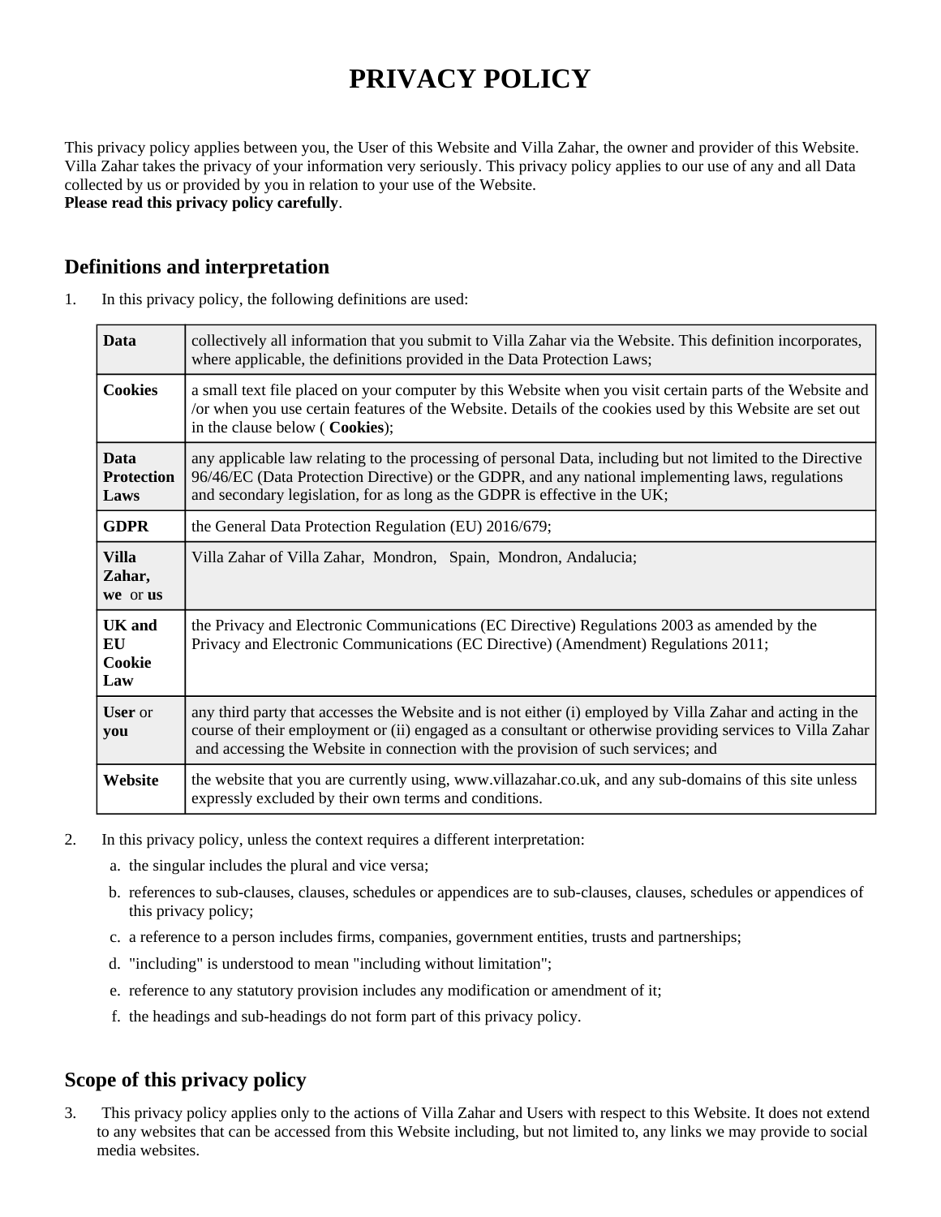# PRIVACY POLICY

This privacy policy applies between you, the User of this Website and Villa Zahar, the owner and provider of this Website. Villa Zahar takes the privacy of your information very seriously. This privacy policy applies to our use of any and all Data collected by us or provided by you in relation to your use of the Website.
**Please read this privacy policy carefully**.

## Definitions and interpretation

1. In this privacy policy, the following definitions are used:

| | |
|---|---|
| **Data** | collectively all information that you submit to Villa Zahar via the Website. This definition incorporates, where applicable, the definitions provided in the Data Protection Laws; |
| **Cookies** | a small text file placed on your computer by this Website when you visit certain parts of the Website and /or when you use certain features of the Website. Details of the cookies used by this Website are set out in the clause below ( **Cookies**); |
| **Data Protection Laws** | any applicable law relating to the processing of personal Data, including but not limited to the Directive 96/46/EC (Data Protection Directive) or the GDPR, and any national implementing laws, regulations and secondary legislation, for as long as the GDPR is effective in the UK; |
| **GDPR** | the General Data Protection Regulation (EU) 2016/679; |
| **Villa Zahar, we** or **us** | Villa Zahar of Villa Zahar, Mondron, Spain, Mondron, Andalucia; |
| **UK and EU Cookie Law** | the Privacy and Electronic Communications (EC Directive) Regulations 2003 as amended by the Privacy and Electronic Communications (EC Directive) (Amendment) Regulations 2011; |
| **User** or **you** | any third party that accesses the Website and is not either (i) employed by Villa Zahar and acting in the course of their employment or (ii) engaged as a consultant or otherwise providing services to Villa Zahar and accessing the Website in connection with the provision of such services; and |
| **Website** | the website that you are currently using, www.villazahar.co.uk, and any sub-domains of this site unless expressly excluded by their own terms and conditions. |

2. In this privacy policy, unless the context requires a different interpretation:
   a. the singular includes the plural and vice versa;
   b. references to sub-clauses, clauses, schedules or appendices are to sub-clauses, clauses, schedules or appendices of this privacy policy;
   c. a reference to a person includes firms, companies, government entities, trusts and partnerships;
   d. "including" is understood to mean "including without limitation";
   e. reference to any statutory provision includes any modification or amendment of it;
   f. the headings and sub-headings do not form part of this privacy policy.

## Scope of this privacy policy

3. This privacy policy applies only to the actions of Villa Zahar and Users with respect to this Website. It does not extend to any websites that can be accessed from this Website including, but not limited to, any links we may provide to social media websites.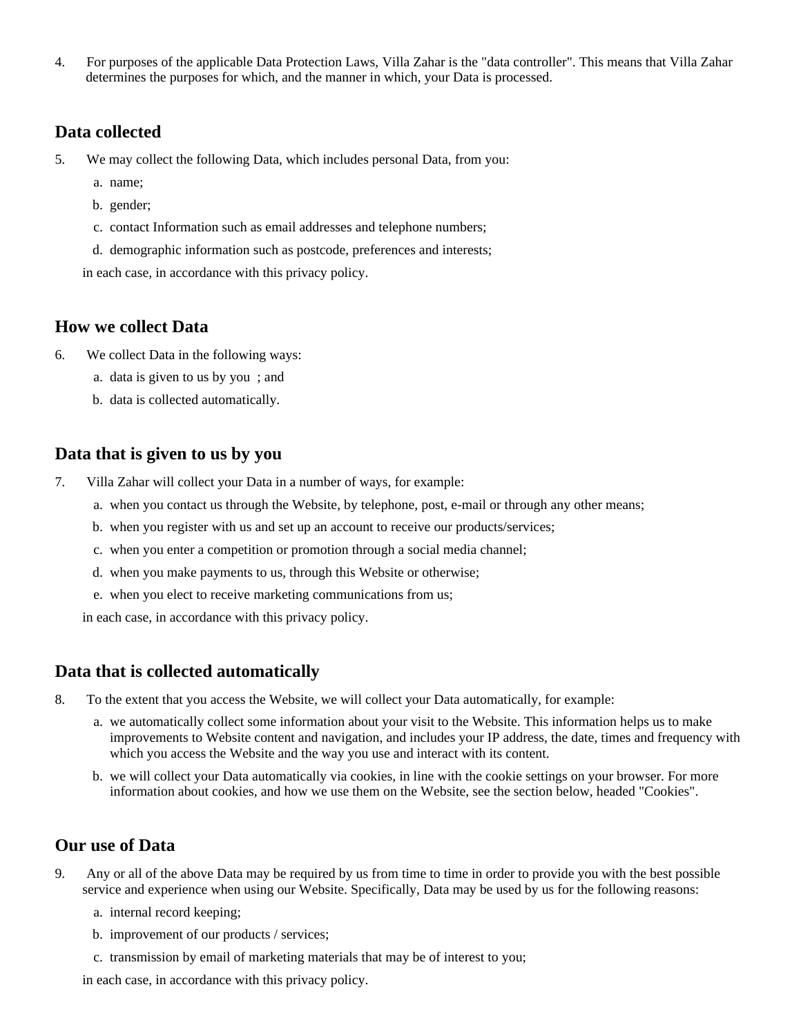4. For purposes of the applicable Data Protection Laws, Villa Zahar is the "data controller". This means that Villa Zahar determines the purposes for which, and the manner in which, your Data is processed.

## Data collected

5. We may collect the following Data, which includes personal Data, from you:
   a. name;
   b. gender;
   c. contact Information such as email addresses and telephone numbers;
   d. demographic information such as postcode, preferences and interests;

   in each case, in accordance with this privacy policy.

## How we collect Data

6. We collect Data in the following ways:
   a. data is given to us by you ; and
   b. data is collected automatically.

## Data that is given to us by you

7. Villa Zahar will collect your Data in a number of ways, for example:
   a. when you contact us through the Website, by telephone, post, e-mail or through any other means;
   b. when you register with us and set up an account to receive our products/services;
   c. when you enter a competition or promotion through a social media channel;
   d. when you make payments to us, through this Website or otherwise;
   e. when you elect to receive marketing communications from us;

   in each case, in accordance with this privacy policy.

## Data that is collected automatically

8. To the extent that you access the Website, we will collect your Data automatically, for example:
   a. we automatically collect some information about your visit to the Website. This information helps us to make improvements to Website content and navigation, and includes your IP address, the date, times and frequency with which you access the Website and the way you use and interact with its content.
   b. we will collect your Data automatically via cookies, in line with the cookie settings on your browser. For more information about cookies, and how we use them on the Website, see the section below, headed "Cookies".

## Our use of Data

9. Any or all of the above Data may be required by us from time to time in order to provide you with the best possible service and experience when using our Website. Specifically, Data may be used by us for the following reasons:
   a. internal record keeping;
   b. improvement of our products / services;
   c. transmission by email of marketing materials that may be of interest to you;

   in each case, in accordance with this privacy policy.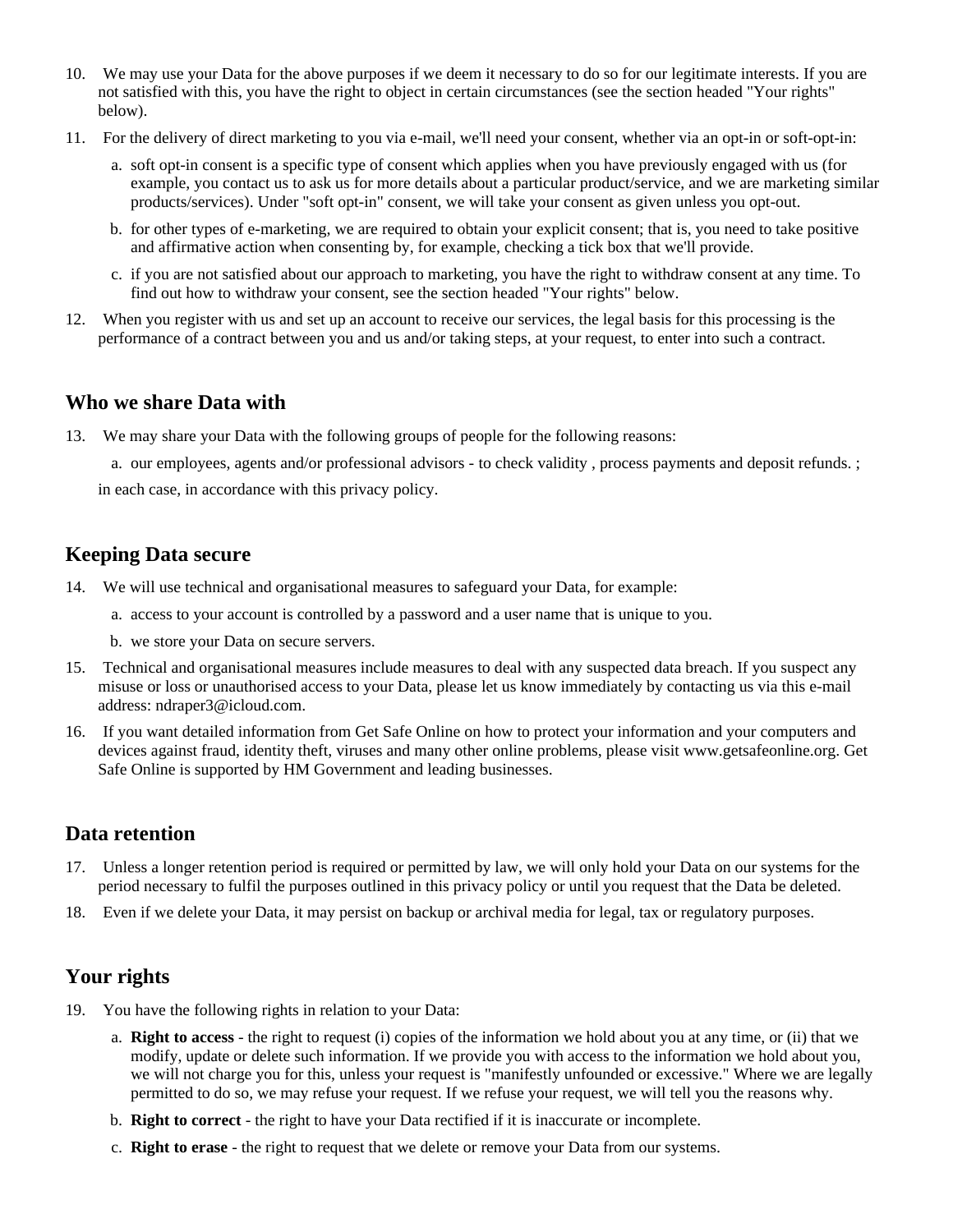10. We may use your Data for the above purposes if we deem it necessary to do so for our legitimate interests. If you are not satisfied with this, you have the right to object in certain circumstances (see the section headed "Your rights" below).
11. For the delivery of direct marketing to you via e-mail, we'll need your consent, whether via an opt-in or soft-opt-in:
    a. soft opt-in consent is a specific type of consent which applies when you have previously engaged with us (for example, you contact us to ask us for more details about a particular product/service, and we are marketing similar products/services). Under "soft opt-in" consent, we will take your consent as given unless you opt-out.
    b. for other types of e-marketing, we are required to obtain your explicit consent; that is, you need to take positive and affirmative action when consenting by, for example, checking a tick box that we'll provide.
    c. if you are not satisfied about our approach to marketing, you have the right to withdraw consent at any time. To find out how to withdraw your consent, see the section headed "Your rights" below.
12. When you register with us and set up an account to receive our services, the legal basis for this processing is the performance of a contract between you and us and/or taking steps, at your request, to enter into such a contract.

## Who we share Data with

13. We may share your Data with the following groups of people for the following reasons:
    a. our employees, agents and/or professional advisors - to check validity , process payments and deposit refunds. ;

    in each case, in accordance with this privacy policy.

## Keeping Data secure

14. We will use technical and organisational measures to safeguard your Data, for example:
    a. access to your account is controlled by a password and a user name that is unique to you.
    b. we store your Data on secure servers.
15. Technical and organisational measures include measures to deal with any suspected data breach. If you suspect any misuse or loss or unauthorised access to your Data, please let us know immediately by contacting us via this e-mail address: ndraper3@icloud.com.
16. If you want detailed information from Get Safe Online on how to protect your information and your computers and devices against fraud, identity theft, viruses and many other online problems, please visit www.getsafeonline.org. Get Safe Online is supported by HM Government and leading businesses.

## Data retention

17. Unless a longer retention period is required or permitted by law, we will only hold your Data on our systems for the period necessary to fulfil the purposes outlined in this privacy policy or until you request that the Data be deleted.
18. Even if we delete your Data, it may persist on backup or archival media for legal, tax or regulatory purposes.

## Your rights

19. You have the following rights in relation to your Data:
    a. **Right to access** - the right to request (i) copies of the information we hold about you at any time, or (ii) that we modify, update or delete such information. If we provide you with access to the information we hold about you, we will not charge you for this, unless your request is "manifestly unfounded or excessive." Where we are legally permitted to do so, we may refuse your request. If we refuse your request, we will tell you the reasons why.
    b. **Right to correct** - the right to have your Data rectified if it is inaccurate or incomplete.
    c. **Right to erase** - the right to request that we delete or remove your Data from our systems.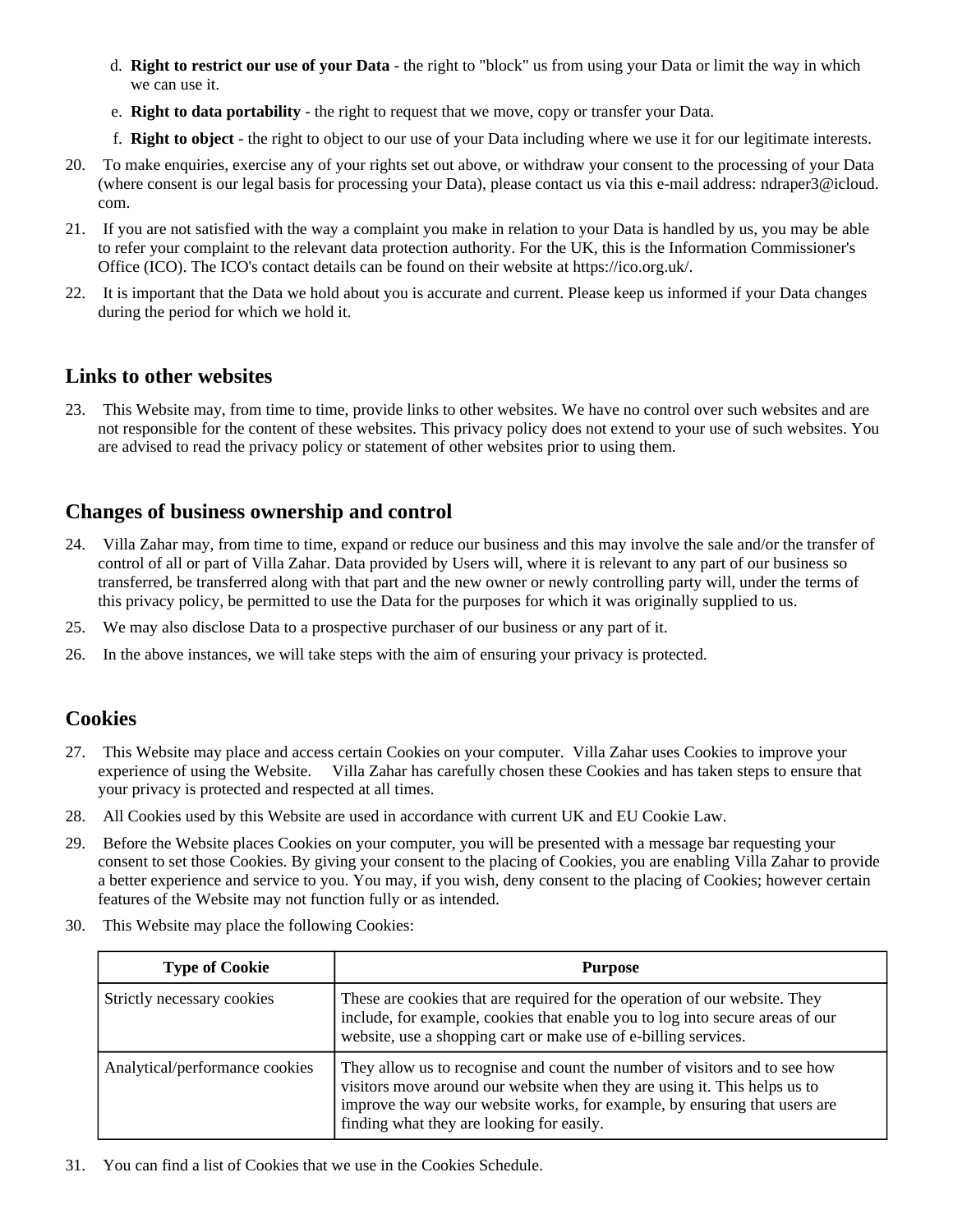d. **Right to restrict our use of your Data** - the right to "block" us from using your Data or limit the way in which we can use it.

e. **Right to data portability** - the right to request that we move, copy or transfer your Data.

f. **Right to object** - the right to object to our use of your Data including where we use it for our legitimate interests.

20. To make enquiries, exercise any of your rights set out above, or withdraw your consent to the processing of your Data (where consent is our legal basis for processing your Data), please contact us via this e-mail address: ndraper3@icloud.com.

21. If you are not satisfied with the way a complaint you make in relation to your Data is handled by us, you may be able to refer your complaint to the relevant data protection authority. For the UK, this is the Information Commissioner's Office (ICO). The ICO's contact details can be found on their website at https://ico.org.uk/.

22. It is important that the Data we hold about you is accurate and current. Please keep us informed if your Data changes during the period for which we hold it.

## Links to other websites

23. This Website may, from time to time, provide links to other websites. We have no control over such websites and are not responsible for the content of these websites. This privacy policy does not extend to your use of such websites. You are advised to read the privacy policy or statement of other websites prior to using them.

## Changes of business ownership and control

24. Villa Zahar may, from time to time, expand or reduce our business and this may involve the sale and/or the transfer of control of all or part of Villa Zahar. Data provided by Users will, where it is relevant to any part of our business so transferred, be transferred along with that part and the new owner or newly controlling party will, under the terms of this privacy policy, be permitted to use the Data for the purposes for which it was originally supplied to us.

25. We may also disclose Data to a prospective purchaser of our business or any part of it.

26. In the above instances, we will take steps with the aim of ensuring your privacy is protected.

## Cookies

27. This Website may place and access certain Cookies on your computer. Villa Zahar uses Cookies to improve your experience of using the Website. Villa Zahar has carefully chosen these Cookies and has taken steps to ensure that your privacy is protected and respected at all times.

28. All Cookies used by this Website are used in accordance with current UK and EU Cookie Law.

29. Before the Website places Cookies on your computer, you will be presented with a message bar requesting your consent to set those Cookies. By giving your consent to the placing of Cookies, you are enabling Villa Zahar to provide a better experience and service to you. You may, if you wish, deny consent to the placing of Cookies; however certain features of the Website may not function fully or as intended.

30. This Website may place the following Cookies:

| Type of Cookie | Purpose |
| --- | --- |
| Strictly necessary cookies | These are cookies that are required for the operation of our website. They include, for example, cookies that enable you to log into secure areas of our website, use a shopping cart or make use of e-billing services. |
| Analytical/performance cookies | They allow us to recognise and count the number of visitors and to see how visitors move around our website when they are using it. This helps us to improve the way our website works, for example, by ensuring that users are finding what they are looking for easily. |

31. You can find a list of Cookies that we use in the Cookies Schedule.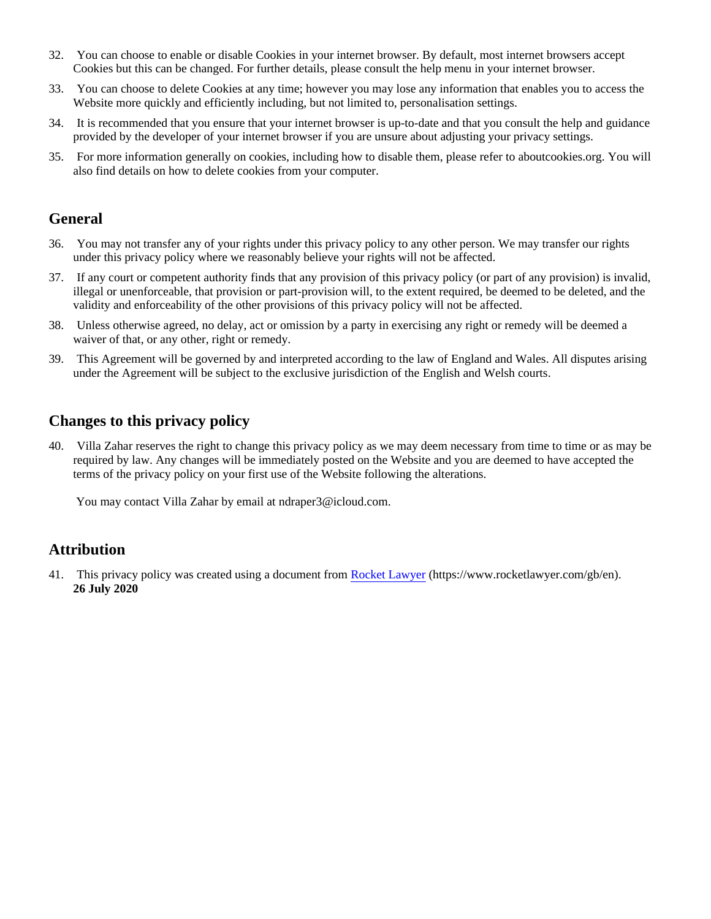32. You can choose to enable or disable Cookies in your internet browser. By default, most internet browsers accept Cookies but this can be changed. For further details, please consult the help menu in your internet browser.
33. You can choose to delete Cookies at any time; however you may lose any information that enables you to access the Website more quickly and efficiently including, but not limited to, personalisation settings.
34. It is recommended that you ensure that your internet browser is up-to-date and that you consult the help and guidance provided by the developer of your internet browser if you are unsure about adjusting your privacy settings.
35. For more information generally on cookies, including how to disable them, please refer to aboutcookies.org. You will also find details on how to delete cookies from your computer.

## General

36. You may not transfer any of your rights under this privacy policy to any other person. We may transfer our rights under this privacy policy where we reasonably believe your rights will not be affected.
37. If any court or competent authority finds that any provision of this privacy policy (or part of any provision) is invalid, illegal or unenforceable, that provision or part-provision will, to the extent required, be deemed to be deleted, and the validity and enforceability of the other provisions of this privacy policy will not be affected.
38. Unless otherwise agreed, no delay, act or omission by a party in exercising any right or remedy will be deemed a waiver of that, or any other, right or remedy.
39. This Agreement will be governed by and interpreted according to the law of England and Wales. All disputes arising under the Agreement will be subject to the exclusive jurisdiction of the English and Welsh courts.

## Changes to this privacy policy

40. Villa Zahar reserves the right to change this privacy policy as we may deem necessary from time to time or as may be required by law. Any changes will be immediately posted on the Website and you are deemed to have accepted the terms of the privacy policy on your first use of the Website following the alterations.

    You may contact Villa Zahar by email at ndraper3@icloud.com.

## Attribution

41. This privacy policy was created using a document from [Rocket Lawyer](https://www.rocketlawyer.com/gb/en) (https://www.rocketlawyer.com/gb/en).
    **26 July 2020**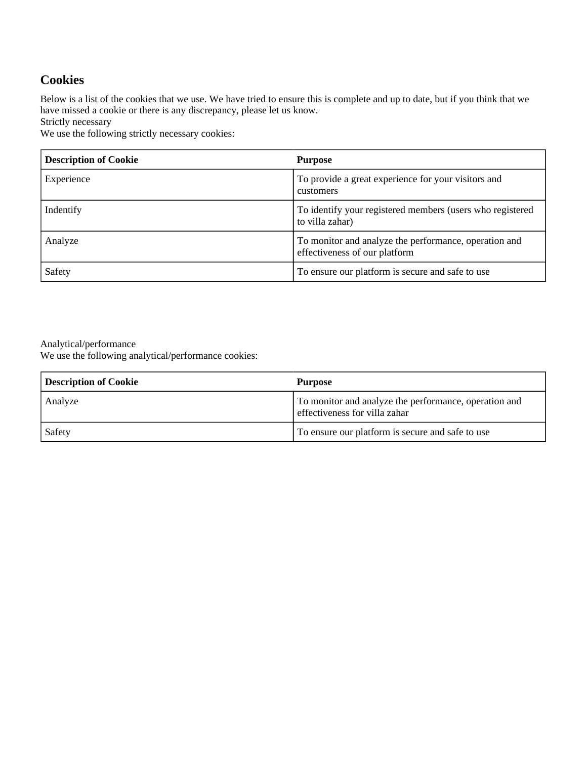## Cookies

Below is a list of the cookies that we use. We have tried to ensure this is complete and up to date, but if you think that we have missed a cookie or there is any discrepancy, please let us know.
Strictly necessary
We use the following strictly necessary cookies:

| Description of Cookie | Purpose |
| --- | --- |
| Experience | To provide a great experience for your visitors and customers |
| Indentify | To identify your registered members (users who registered to villa zahar) |
| Analyze | To monitor and analyze the performance, operation and effectiveness of our platform |
| Safety | To ensure our platform is secure and safe to use |

Analytical/performance
We use the following analytical/performance cookies:

| Description of Cookie | Purpose |
| --- | --- |
| Analyze | To monitor and analyze the performance, operation and effectiveness for villa zahar |
| Safety | To ensure our platform is secure and safe to use |